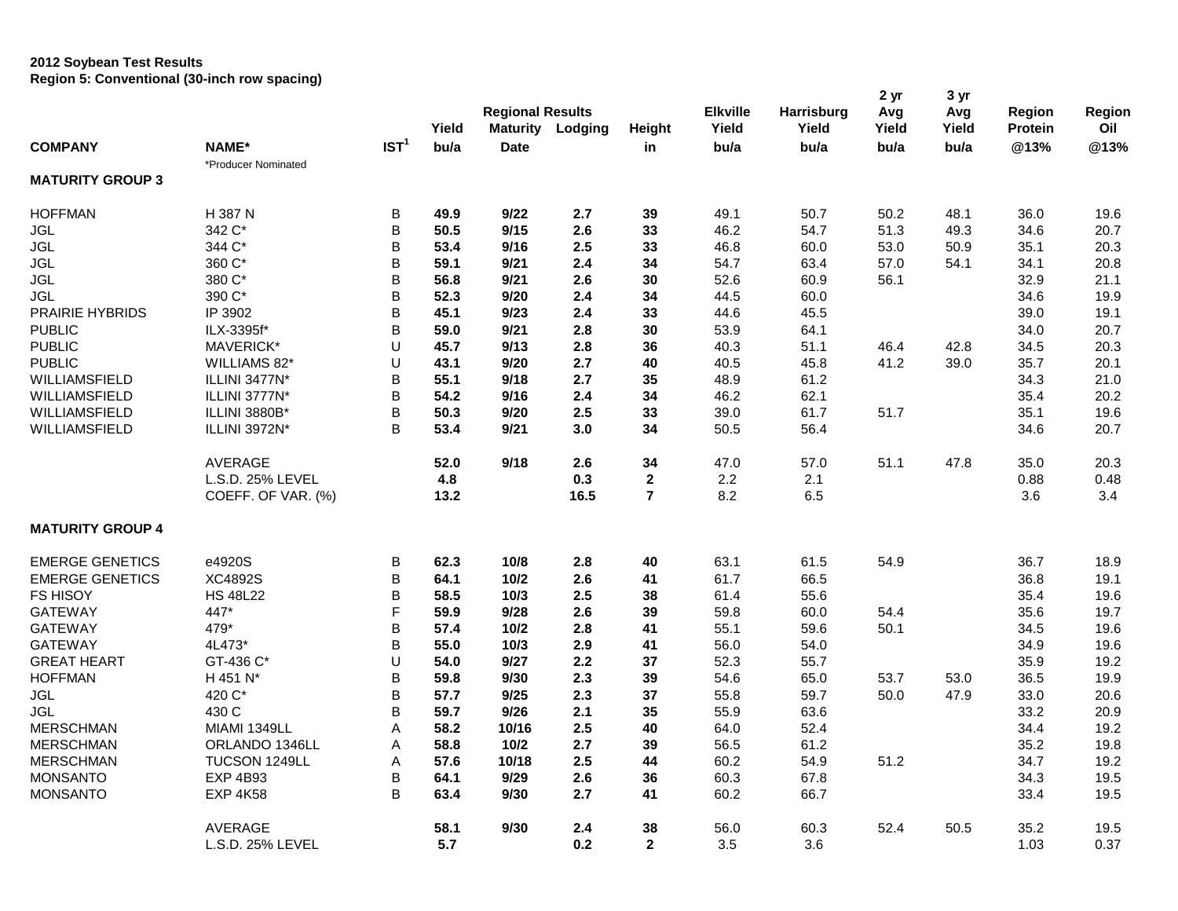**2012 Soybean Test Results**
**Region 5: Conventional (30-inch row spacing)**

| COMPANY | NAME* | IST[1] | Regional Results Yield bu/a | Maturity Date | Lodging | Height in | Elkville Yield bu/a | Harrisburg Yield bu/a | 2 yr Avg Yield bu/a | 3 yr Avg Yield bu/a | Region Protein @13% | Region Oil @13% |
|---|---|---|---|---|---|---|---|---|---|---|---|---|
| | *Producer Nominated | | | | | | | | | | | |
| **MATURITY GROUP 3** | | | | | | | | | | | | |
| HOFFMAN | H 387 N | B | **49.9** | **9/22** | **2.7** | **39** | 49.1 | 50.7 | 50.2 | 48.1 | 36.0 | 19.6 |
| JGL | 342 C* | B | **50.5** | **9/15** | **2.6** | **33** | 46.2 | 54.7 | 51.3 | 49.3 | 34.6 | 20.7 |
| JGL | 344 C* | B | **53.4** | **9/16** | **2.5** | **33** | 46.8 | 60.0 | 53.0 | 50.9 | 35.1 | 20.3 |
| JGL | 360 C* | B | **59.1** | **9/21** | **2.4** | **34** | 54.7 | 63.4 | 57.0 | 54.1 | 34.1 | 20.8 |
| JGL | 380 C* | B | **56.8** | **9/21** | **2.6** | **30** | 52.6 | 60.9 | 56.1 | | 32.9 | 21.1 |
| JGL | 390 C* | B | **52.3** | **9/20** | **2.4** | **34** | 44.5 | 60.0 | | | 34.6 | 19.9 |
| PRAIRIE HYBRIDS | IP 3902 | B | **45.1** | **9/23** | **2.4** | **33** | 44.6 | 45.5 | | | 39.0 | 19.1 |
| PUBLIC | ILX-3395f* | B | **59.0** | **9/21** | **2.8** | **30** | 53.9 | 64.1 | | | 34.0 | 20.7 |
| PUBLIC | MAVERICK* | U | **45.7** | **9/13** | **2.8** | **36** | 40.3 | 51.1 | 46.4 | 42.8 | 34.5 | 20.3 |
| PUBLIC | WILLIAMS 82* | U | **43.1** | **9/20** | **2.7** | **40** | 40.5 | 45.8 | 41.2 | 39.0 | 35.7 | 20.1 |
| WILLIAMSFIELD | ILLINI 3477N* | B | **55.1** | **9/18** | **2.7** | **35** | 48.9 | 61.2 | | | 34.3 | 21.0 |
| WILLIAMSFIELD | ILLINI 3777N* | B | **54.2** | **9/16** | **2.4** | **34** | 46.2 | 62.1 | | | 35.4 | 20.2 |
| WILLIAMSFIELD | ILLINI 3880B* | B | **50.3** | **9/20** | **2.5** | **33** | 39.0 | 61.7 | 51.7 | | 35.1 | 19.6 |
| WILLIAMSFIELD | ILLINI 3972N* | B | **53.4** | **9/21** | **3.0** | **34** | 50.5 | 56.4 | | | 34.6 | 20.7 |
| | AVERAGE | | **52.0** | **9/18** | **2.6** | **34** | 47.0 | 57.0 | 51.1 | 47.8 | 35.0 | 20.3 |
| | L.S.D. 25% LEVEL | | **4.8** | | **0.3** | **2** | 2.2 | 2.1 | | | 0.88 | 0.48 |
| | COEFF. OF VAR. (%) | | **13.2** | | **16.5** | **7** | 8.2 | 6.5 | | | 3.6 | 3.4 |
| **MATURITY GROUP 4** | | | | | | | | | | | | |
| EMERGE GENETICS | e4920S | B | **62.3** | **10/8** | **2.8** | **40** | 63.1 | 61.5 | 54.9 | | 36.7 | 18.9 |
| EMERGE GENETICS | XC4892S | B | **64.1** | **10/2** | **2.6** | **41** | 61.7 | 66.5 | | | 36.8 | 19.1 |
| FS HISOY | HS 48L22 | B | **58.5** | **10/3** | **2.5** | **38** | 61.4 | 55.6 | | | 35.4 | 19.6 |
| GATEWAY | 447* | F | **59.9** | **9/28** | **2.6** | **39** | 59.8 | 60.0 | 54.4 | | 35.6 | 19.7 |
| GATEWAY | 479* | B | **57.4** | **10/2** | **2.8** | **41** | 55.1 | 59.6 | 50.1 | | 34.5 | 19.6 |
| GATEWAY | 4L473* | B | **55.0** | **10/3** | **2.9** | **41** | 56.0 | 54.0 | | | 34.9 | 19.6 |
| GREAT HEART | GT-436 C* | U | **54.0** | **9/27** | **2.2** | **37** | 52.3 | 55.7 | | | 35.9 | 19.2 |
| HOFFMAN | H 451 N* | B | **59.8** | **9/30** | **2.3** | **39** | 54.6 | 65.0 | 53.7 | 53.0 | 36.5 | 19.9 |
| JGL | 420 C* | B | **57.7** | **9/25** | **2.3** | **37** | 55.8 | 59.7 | 50.0 | 47.9 | 33.0 | 20.6 |
| JGL | 430 C | B | **59.7** | **9/26** | **2.1** | **35** | 55.9 | 63.6 | | | 33.2 | 20.9 |
| MERSCHMAN | MIAMI 1349LL | A | **58.2** | **10/16** | **2.5** | **40** | 64.0 | 52.4 | | | 34.4 | 19.2 |
| MERSCHMAN | ORLANDO 1346LL | A | **58.8** | **10/2** | **2.7** | **39** | 56.5 | 61.2 | | | 35.2 | 19.8 |
| MERSCHMAN | TUCSON 1249LL | A | **57.6** | **10/18** | **2.5** | **44** | 60.2 | 54.9 | 51.2 | | 34.7 | 19.2 |
| MONSANTO | EXP 4B93 | B | **64.1** | **9/29** | **2.6** | **36** | 60.3 | 67.8 | | | 34.3 | 19.5 |
| MONSANTO | EXP 4K58 | B | **63.4** | **9/30** | **2.7** | **41** | 60.2 | 66.7 | | | 33.4 | 19.5 |
| | AVERAGE | | **58.1** | **9/30** | **2.4** | **38** | 56.0 | 60.3 | 52.4 | 50.5 | 35.2 | 19.5 |
| | L.S.D. 25% LEVEL | | **5.7** | | **0.2** | **2** | 3.5 | 3.6 | | | 1.03 | 0.37 |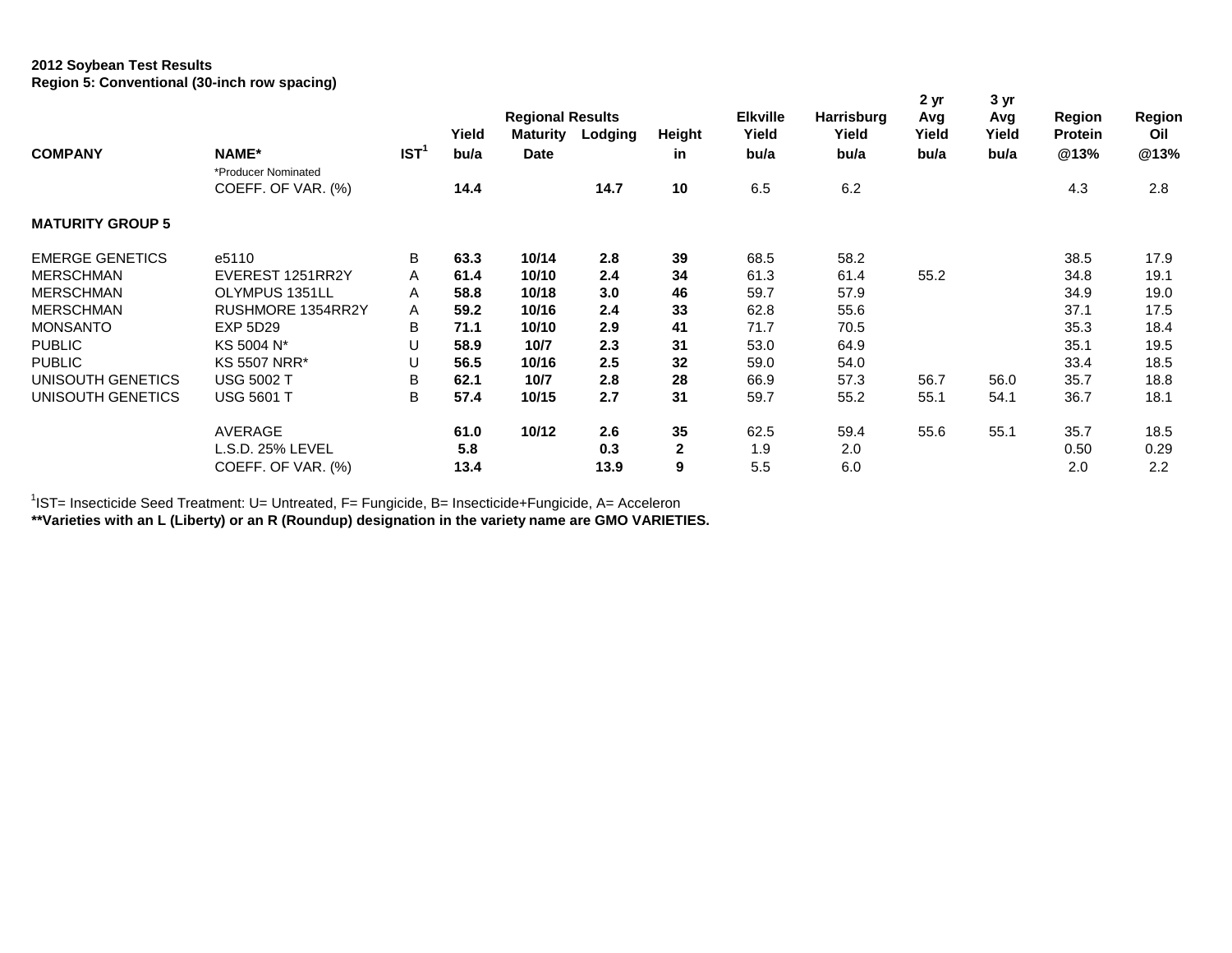**2012 Soybean Test Results**
**Region 5: Conventional (30-inch row spacing)**

| COMPANY | NAME* | IST[1] | Yield bu/a | Regional Results Maturity Date | Lodging | Height in | Elkville Yield bu/a | Harrisburg Yield bu/a | 2 yr Avg Yield bu/a | 3 yr Avg Yield bu/a | Region Protein @13% | Region Oil @13% |
|---|---|---|---|---|---|---|---|---|---|---|---|---|
| | *Producer Nominated | | | | | | | | | | | |
| | COEFF. OF VAR. (%) | | **14.4** | | **14.7** | **10** | 6.5 | 6.2 | | | 4.3 | 2.8 |
| **MATURITY GROUP 5** | | | | | | | | | | | | |
| EMERGE GENETICS | e5110 | B | **63.3** | **10/14** | **2.8** | **39** | 68.5 | 58.2 | | | 38.5 | 17.9 |
| MERSCHMAN | EVEREST 1251RR2Y | A | **61.4** | **10/10** | **2.4** | **34** | 61.3 | 61.4 | 55.2 | | 34.8 | 19.1 |
| MERSCHMAN | OLYMPUS 1351LL | A | **58.8** | **10/18** | **3.0** | **46** | 59.7 | 57.9 | | | 34.9 | 19.0 |
| MERSCHMAN | RUSHMORE 1354RR2Y | A | **59.2** | **10/16** | **2.4** | **33** | 62.8 | 55.6 | | | 37.1 | 17.5 |
| MONSANTO | EXP 5D29 | B | **71.1** | **10/10** | **2.9** | **41** | 71.7 | 70.5 | | | 35.3 | 18.4 |
| PUBLIC | KS 5004 N* | U | **58.9** | **10/7** | **2.3** | **31** | 53.0 | 64.9 | | | 35.1 | 19.5 |
| PUBLIC | KS 5507 NRR* | U | **56.5** | **10/16** | **2.5** | **32** | 59.0 | 54.0 | | | 33.4 | 18.5 |
| UNISOUTH GENETICS | USG 5002 T | B | **62.1** | **10/7** | **2.8** | **28** | 66.9 | 57.3 | 56.7 | 56.0 | 35.7 | 18.8 |
| UNISOUTH GENETICS | USG 5601 T | B | **57.4** | **10/15** | **2.7** | **31** | 59.7 | 55.2 | 55.1 | 54.1 | 36.7 | 18.1 |
| | AVERAGE | | **61.0** | **10/12** | **2.6** | **35** | 62.5 | 59.4 | 55.6 | 55.1 | 35.7 | 18.5 |
| | L.S.D. 25% LEVEL | | **5.8** | | **0.3** | **2** | 1.9 | 2.0 | | | 0.50 | 0.29 |
| | COEFF. OF VAR. (%) | | **13.4** | | **13.9** | **9** | 5.5 | 6.0 | | | 2.0 | 2.2 |

[1]IST= Insecticide Seed Treatment: U= Untreated, F= Fungicide, B= Insecticide+Fungicide, A= Acceleron

**Varieties with an L (Liberty) or an R (Roundup) designation in the variety name are GMO VARIETIES.**